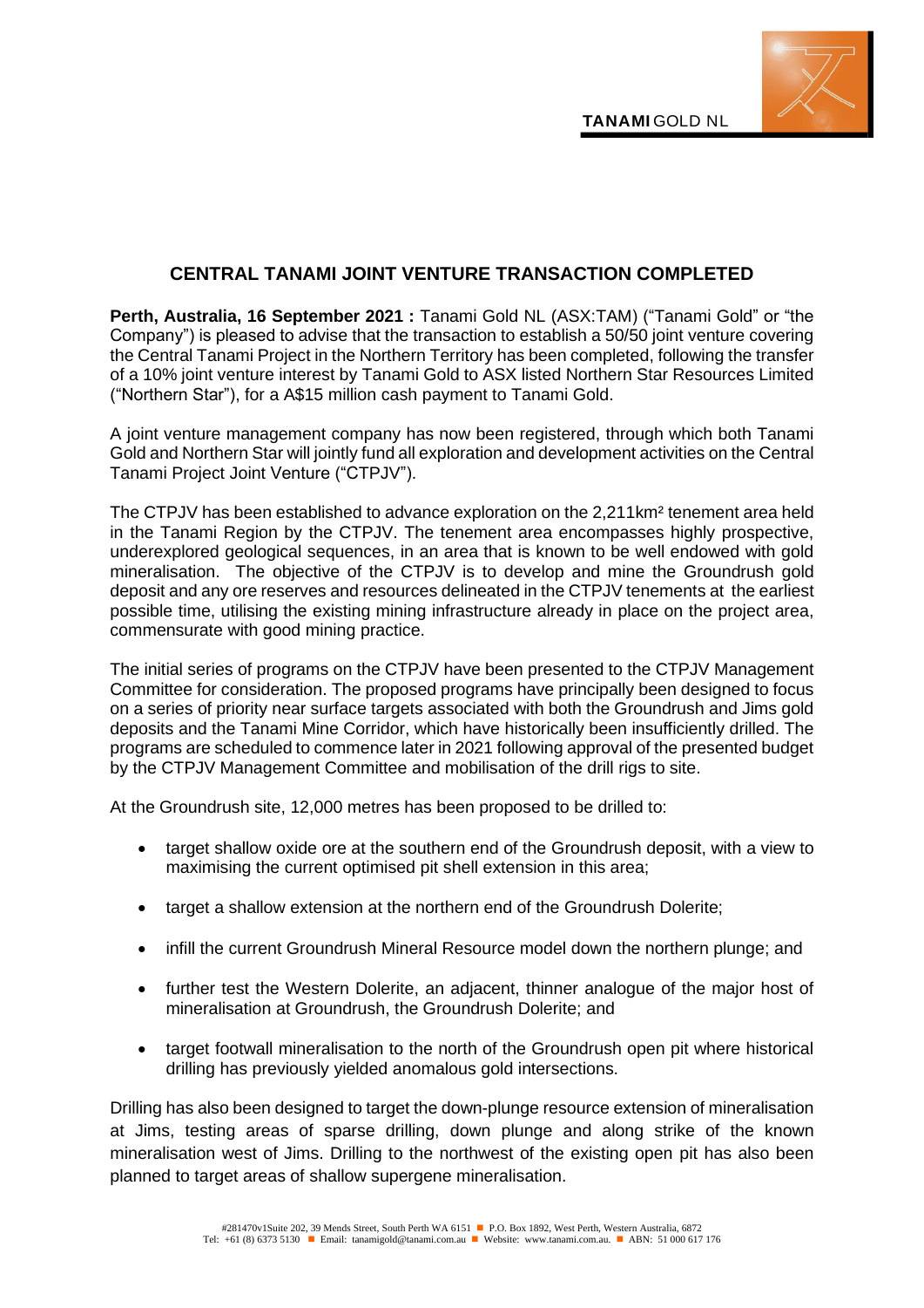# CENTRAL TANAMI JOINT VENTURE TRANSACTION COMPLETED

**Perth, Australia, 16 September 2021 :** Tanami Gold NL (ASX:TAM) ("Tanami Gold" or "the Company") is pleased to advise that the transaction to establish a 50/50 joint venture covering the Central Tanami Project in the Northern Territory has been completed, following the transfer of a 10% joint venture interest by Tanami Gold to ASX listed Northern Star Resources Limited ("Northern Star"), for a A$15 million cash payment to Tanami Gold.

A joint venture management company has now been registered, through which both Tanami Gold and Northern Star will jointly fund all exploration and development activities on the Central Tanami Project Joint Venture ("CTPJV").

The CTPJV has been established to advance exploration on the 2,211km² tenement area held in the Tanami Region by the CTPJV. The tenement area encompasses highly prospective, underexplored geological sequences, in an area that is known to be well endowed with gold mineralisation. The objective of the CTPJV is to develop and mine the Groundrush gold deposit and any ore reserves and resources delineated in the CTPJV tenements at the earliest possible time, utilising the existing mining infrastructure already in place on the project area, commensurate with good mining practice.

The initial series of programs on the CTPJV have been presented to the CTPJV Management Committee for consideration. The proposed programs have principally been designed to focus on a series of priority near surface targets associated with both the Groundrush and Jims gold deposits and the Tanami Mine Corridor, which have historically been insufficiently drilled. The programs are scheduled to commence later in 2021 following approval of the presented budget by the CTPJV Management Committee and mobilisation of the drill rigs to site.

At the Groundrush site, 12,000 metres has been proposed to be drilled to:

- target shallow oxide ore at the southern end of the Groundrush deposit, with a view to maximising the current optimised pit shell extension in this area;
- target a shallow extension at the northern end of the Groundrush Dolerite;
- infill the current Groundrush Mineral Resource model down the northern plunge; and
- further test the Western Dolerite, an adjacent, thinner analogue of the major host of mineralisation at Groundrush, the Groundrush Dolerite; and
- target footwall mineralisation to the north of the Groundrush open pit where historical drilling has previously yielded anomalous gold intersections.

Drilling has also been designed to target the down-plunge resource extension of mineralisation at Jims, testing areas of sparse drilling, down plunge and along strike of the known mineralisation west of Jims. Drilling to the northwest of the existing open pit has also been planned to target areas of shallow supergene mineralisation.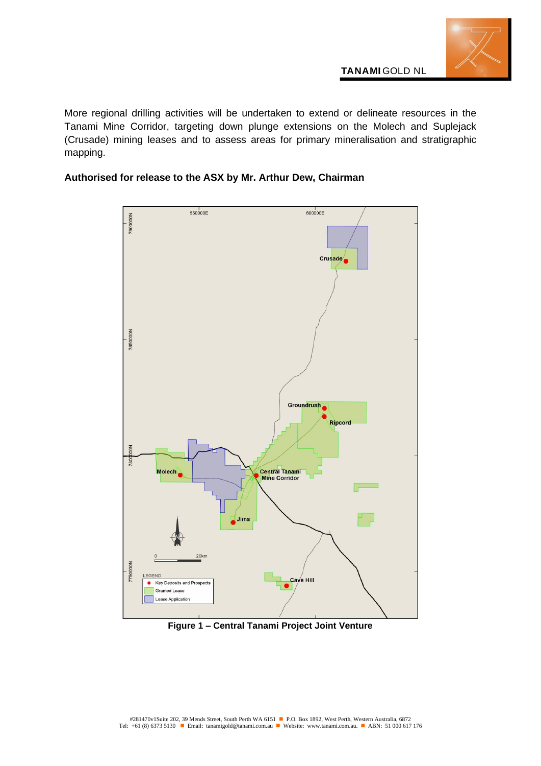More regional drilling activities will be undertaken to extend or delineate resources in the Tanami Mine Corridor, targeting down plunge extensions on the Molech and Suplejack (Crusade) mining leases and to assess areas for primary mineralisation and stratigraphic mapping.

**Authorised for release to the ASX by Mr. Arthur Dew, Chairman**

550000E
600000E
7900000N
7850000N
7800000N
7750000N
Crusade
Groundrush
Ripcord
Molech
Central Tanami Mine Corridor
Jims
Cave Hill
0
20km
LEGEND
Key Deposits and Prospects
Granted Lease
Lease Application

**Figure 1 – Central Tanami Project Joint Venture**

#281470v1Suite 202, 39 Mends Street, South Perth WA 6151 ■ P.O. Box 1892, West Perth, Western Australia, 6872
Tel: +61 (8) 6373 5130 ■ Email: tanamigold@tanami.com.au ■ Website: www.tanami.com.au. ■ ABN: 51 000 617 176